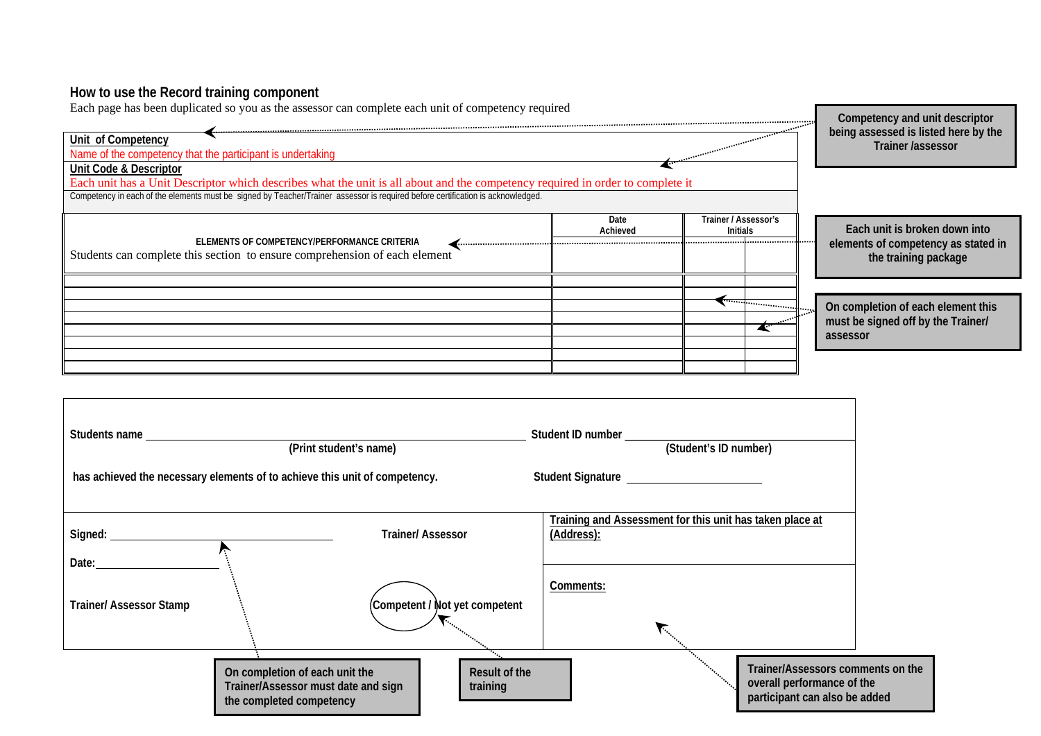## How to use the Record training component

Each page has been duplicated so you as the assessor can complete each unit of competency required

> **Competency and unit descriptor being assessed is listed here by the Trainer /assessor**

**Unit of Competency**

Name of the competency that the participant is undertaking

**Unit Code & Descriptor**

Each unit has a Unit Descriptor which describes what the unit is all about and the competency required in order to complete it

Competency in each of the elements must be signed by Teacher/Trainer assessor is required before certification is acknowledged.

| ELEMENTS OF COMPETENCY/PERFORMANCE CRITERIA<br>Students can complete this section to ensure comprehension of each element | Date Achieved | Trainer / Assessor's Initials | |
|---|---|---|---|
| | | | |
| | | | |
| | | | |
| | | | |
| | | | |
| | | | |
| | | | |

> **Each unit is broken down into elements of competency as stated in the training package**

> **On completion of each element this must be signed off by the Trainer/ assessor**

**Students name** ______________________ **(Print student's name)** **Student ID number** ______________________ **(Student's ID number)**

**has achieved the necessary elements of to achieve this unit of competency.** **Student Signature** ______________________

**Signed:** ______________________ **Trainer/ Assessor**

**Date:** ______________________

**Trainer/ Assessor Stamp** **Competent / Not yet competent**

**Training and Assessment for this unit has taken place at (Address):**

**Comments:**

> **On completion of each unit the Trainer/Assessor must date and sign the completed competency**

> **Result of the training**

> **Trainer/Assessors comments on the overall performance of the participant can also be added**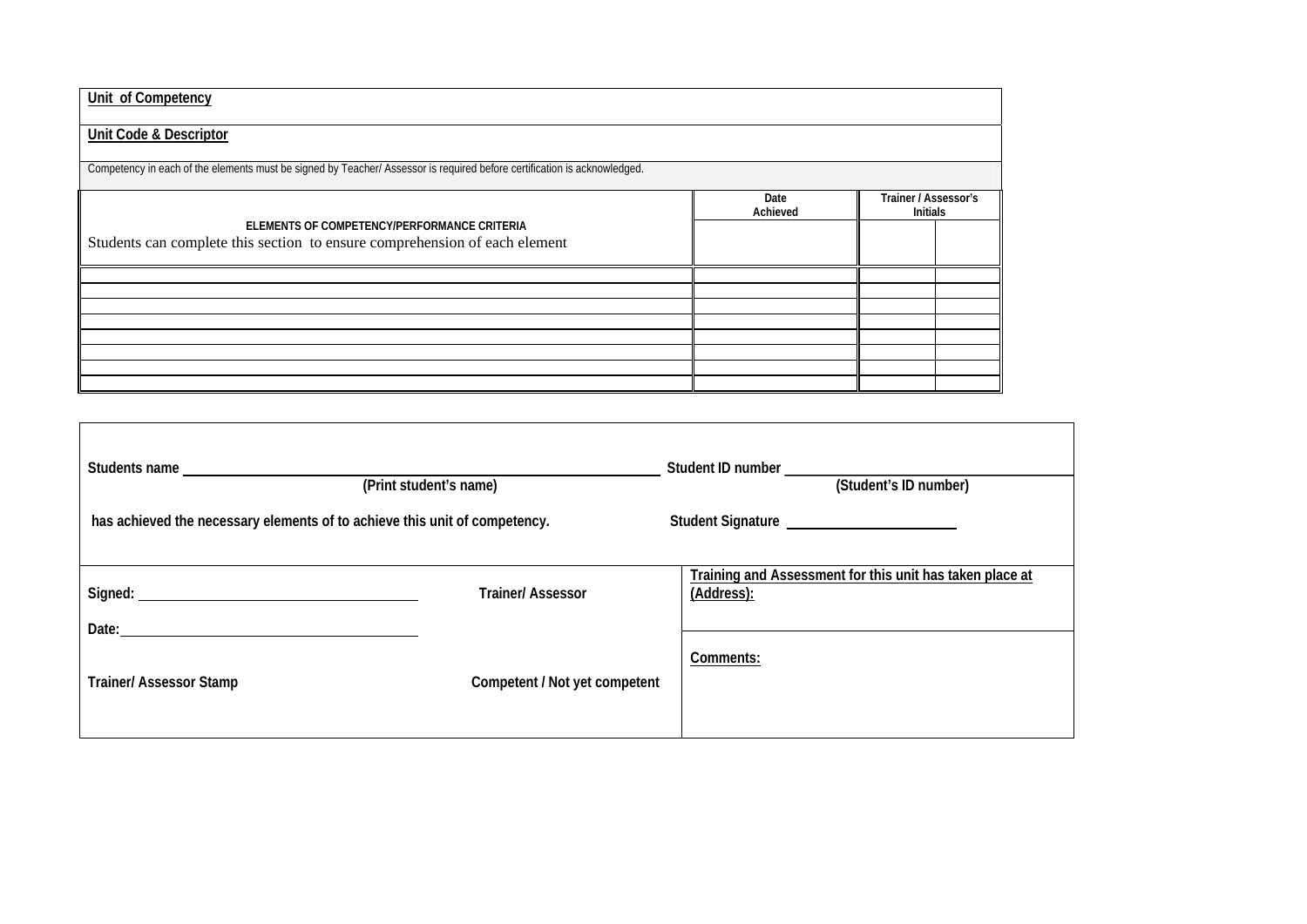**Unit of Competency**

**Unit Code & Descriptor**

Competency in each of the elements must be signed by Teacher/ Assessor is required before certification is acknowledged.

| ELEMENTS OF COMPETENCY/PERFORMANCE CRITERIA<br>Students can complete this section to ensure comprehension of each element | Date Achieved | Trainer / Assessor's Initials | |
|---|---|---|---|
| | | | |
| | | | |
| | | | |
| | | | |
| | | | |
| | | | |
| | | | |
| | | | |
| | | | |

**Students name** ______________________________ **Student ID number** ______________________________

**(Print student's name)** **(Student's ID number)**

**has achieved the necessary elements of to achieve this unit of competency.**

**Student Signature** ______________________

**Signed:** ______________________ **Trainer/ Assessor**

**Date:** ______________________

**Trainer/ Assessor Stamp**

**Competent / Not yet competent**

**Training and Assessment for this unit has taken place at (Address):**

**Comments:**